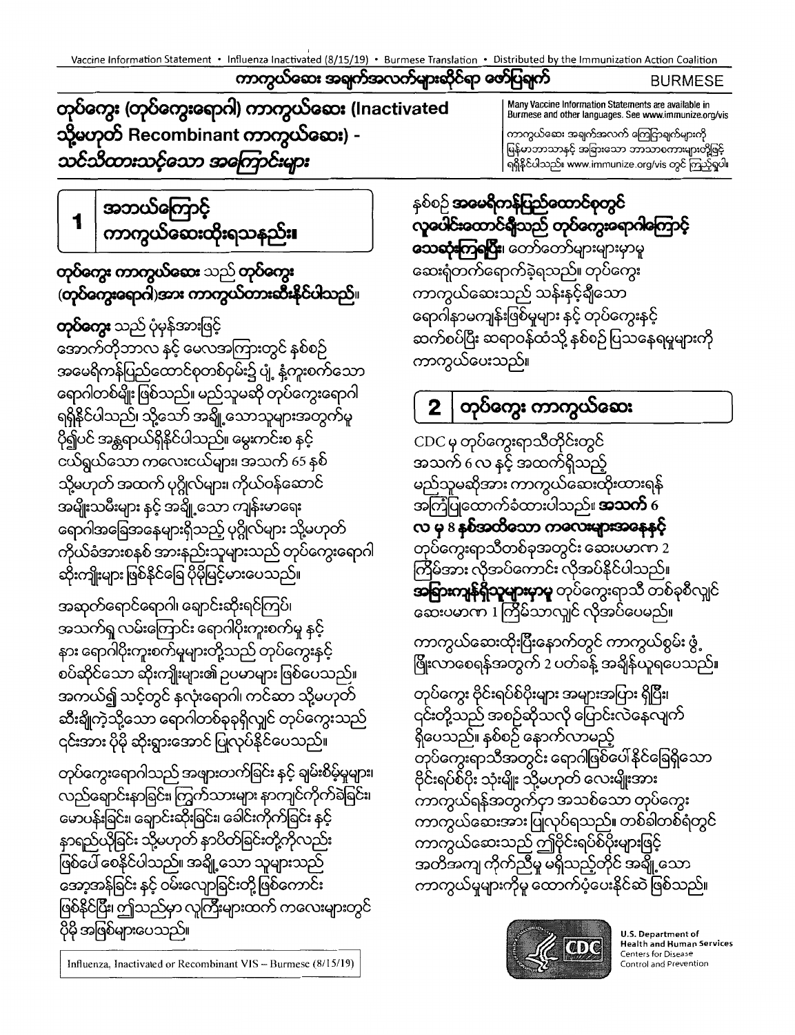ကာကွယ်ဆေး အချက်အလက်များဆိုင်ရာ ဖော်ပြချက် BURMESE

# တုပ်ကွေး (တုပ်ကွေးရောဂါ) ကာကွယ်ဆေး (Inactivated သို့မဟုတ် Recombinant ကာကွယ်ဆေး) - *သင်သိထားသင့်သော အကြောင်းများ*

Many Vaccine Information Statements are available in Burmese and other languages. See www.immunize.org/vis

ကာကွယ်ဆေး အချက်အလက် ကြေငြာချက်များကို မြန်မာဘာသာနှင့် အခြားသော ဘာသာစကားများတို့ဖြင့် ရရှိနိုင်ပါသည်။ www.immunize.org/vis တွင် ကြည့်ရှုပါ။

## 1 အဘယ်ကြောင့် ကာကွယ်ဆေးထိုးရသနည်း။

**တုပ်ကွေး ကာကွယ်ဆေး** သည် **တုပ်ကွေး (တုပ်ကွေးရောဂါ)အား ကာကွယ်တားဆီးနိုင်ပါသည်။**

**တုပ်ကွေး** သည် ပုံမှန်အားဖြင့် အောက်တိုဘာလ နှင့် မေလအကြားတွင် နှစ်စဉ် အမေရိကန်ပြည်ထောင်စုတစ်ဝှမ်း၌ ပျံ့ နှံ့ကူးစက်သော ရောဂါတစ်မျိုး ဖြစ်သည်။ မည်သူမဆို တုပ်ကွေးရောဂါ ရရှိနိုင်ပါသည်၊ သို့သော် အချို့သောသူများအတွက်မူ ပို၍ပင် အန္တရာယ်ရှိနိုင်ပါသည်။ မွေးကင်းစ နှင့် ငယ်ရွယ်သော ကလေးငယ်များ၊ အသက် 65 နှစ် သို့မဟုတ် အထက် ပုဂ္ဂိုလ်များ၊ ကိုယ်ဝန်ဆောင် အမျိုးသမီးများ နှင့် အချို့သော ကျန်းမာရေး ရောဂါအခြေအနေများရှိသည့် ပုဂ္ဂိုလ်များ သို့မဟုတ် ကိုယ်ခံအားစနစ် အားနည်းသူများသည် တုပ်ကွေးရောဂါ ဆိုးကျိုးများ ဖြစ်နိုင်ခြေ ပိုမိုမြင့်မားပေသည်။

အဆုတ်ရောင်ရောဂါ၊ ချောင်းဆိုးရင်ကြပ်၊ အသက်ရှူ လမ်းကြောင်း ရောဂါပိုးကူးစက်မှု နှင့် နား ရောဂါပိုးကူးစက်မှုများတို့သည် တုပ်ကွေးနှင့် စပ်ဆိုင်သော ဆိုးကျိုးများ၏ ဥပမာများ ဖြစ်ပေသည်။ အကယ်၍ သင့်တွင် နှလုံးရောဂါ၊ ကင်ဆာ သို့မဟုတ် ဆီးချိုကဲ့သို့သော ရောဂါတစ်ခုခုရှိလျှင် တုပ်ကွေးသည် ၎င်းအား ပိုမို ဆိုးရွားအောင် ပြုလုပ်နိုင်ပေသည်။

တုပ်ကွေးရောဂါသည် အဖျားတက်ခြင်း နှင့် ချမ်းစိမ့်မှုများ၊ လည်ချောင်းနာခြင်း၊ ကြွက်သားများ နာကျင်ကိုက်ခဲခြင်း၊ မောပန်းခြင်း၊ ချောင်းဆိုးခြင်း၊ ခေါင်းကိုက်ခြင်း နှင့် နှာရည်ယိုခြင်း သို့မဟုတ် နှာပိတ်ခြင်းတို့ကိုလည်း ဖြစ်ပေါ်စေနိုင်ပါသည်။ အချို့သော သူများသည် အော့အန်ခြင်း နှင့် ဝမ်းလျှောခြင်းတို့ ဖြစ်ကောင်း ဖြစ်နိုင်ပြီး၊ ဤသည်မှာ လူကြီးများထက် ကလေးများတွင် ပိုမို အဖြစ်များပေသည်။

နှစ်စဉ် **အမေရိကန်ပြည်ထောင်စုတွင် လူပေါင်းထောင်ချီသည် တုပ်ကွေးရောဂါကြောင့် သေဆုံးကြရပြီး**၊ တော်တော်များများမှာမူ ဆေးရုံတက်ရောက်ခဲ့ရသည်။ တုပ်ကွေး ကာကွယ်ဆေးသည် သန်းနှင့်ချီသော ရောဂါနာမကျန်းဖြစ်မှုများ နှင့် တုပ်ကွေးနှင့် ဆက်စပ်ပြီး ဆရာဝန်ထံသို့ နှစ်စဉ် ပြသနေရမှုများကို ကာကွယ်ပေးသည်။

## 2 တုပ်ကွေး ကာကွယ်ဆေး

CDC မှ တုပ်ကွေးရာသီတိုင်းတွင် အသက် 6 လ နှင့် အထက်ရှိသည့် မည်သူမဆိုအား ကာကွယ်ဆေးထိုးထားရန် အကြံပြုထောက်ခံထားပါသည်။ **အသက် 6 လ မှ 8 နှစ်အထိသော ကလေးများအနေနှင့်** တုပ်ကွေးရာသီတစ်ခုအတွင်း ဆေးပမာဏ 2 ကြိမ်အား လိုအပ်ကောင်း လိုအပ်နိုင်ပါသည်။ **အခြားကျန်ရှိသူများမှာမူ** တုပ်ကွေးရာသီ တစ်ခုစီလျှင် ဆေးပမာဏ 1 ကြိမ်သာလျှင် လိုအပ်ပေမည်။

ကာကွယ်ဆေးထိုးပြီးနောက်တွင် ကာကွယ်စွမ်း ဖွံ့ဖြိုးလာစေရန်အတွက် 2 ပတ်ခန့် အချိန်ယူရပေသည်။

တုပ်ကွေး ဗိုင်းရပ်စ်ပိုးများ အများအပြား ရှိပြီး၊ ၎င်းတို့သည် အစဉ်ဆိုသလို ပြောင်းလဲနေလျက် ရှိပေသည်။ နှစ်စဉ် နောက်လာမည့် တုပ်ကွေးရာသီအတွင်း ရောဂါဖြစ်ပေါ်နိုင်ခြေရှိသော ဗိုင်းရပ်စ်ပိုး သုံးမျိုး သို့မဟုတ် လေးမျိုးအား ကာကွယ်ရန်အတွက်မှာ အသစ်သော တုပ်ကွေး ကာကွယ်ဆေးအား ပြုလုပ်ရသည်။ တစ်ခါတစ်ရံတွင် ကာကွယ်ဆေးသည် ဤဗိုင်းရပ်စ်ပိုးများဖြင့် အတိအကျ ကိုက်ညီမှု မရှိသည့်တိုင် အချို့သော ကာကွယ်မှုများကိုမူ ထောက်ပံ့ပေးနိုင်ဆဲ ဖြစ်သည်။

U.S. Department of Health and Human Services
Centers for Disease Control and Prevention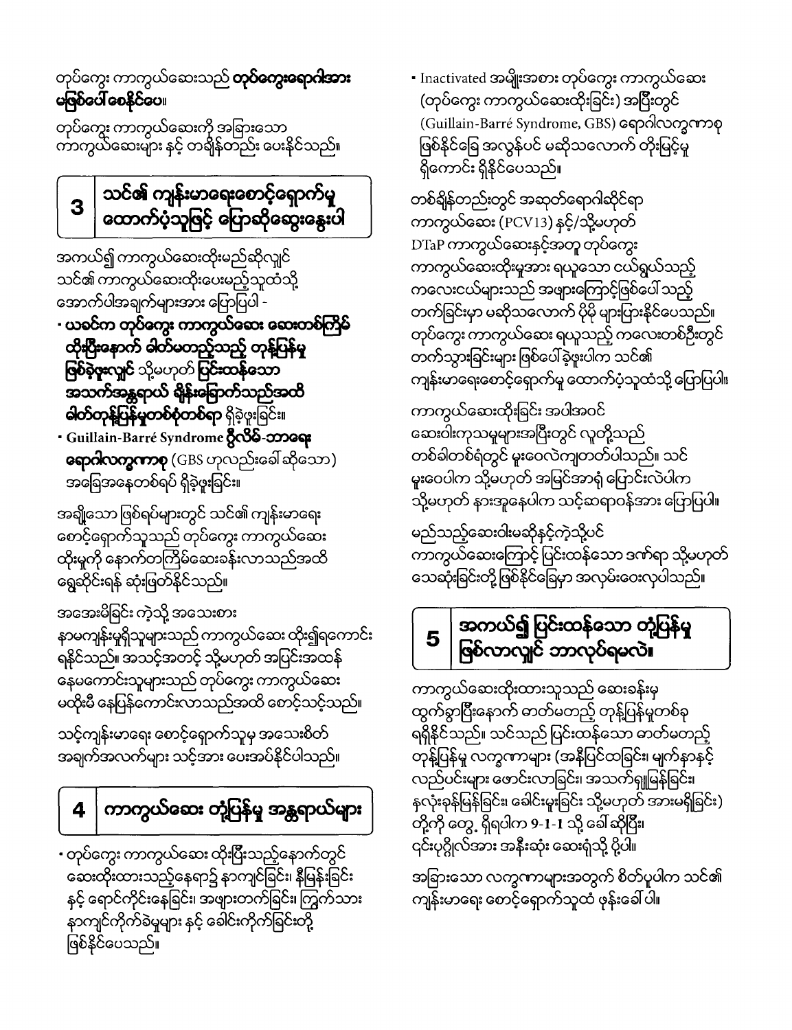တုပ်ကွေး ကာကွယ်ဆေးသည် **တုပ်ကွေးရောဂါအား မဖြစ်ပေါ်စေနိုင်ပေ။**

တုပ်ကွေး ကာကွယ်ဆေးကို အခြားသော ကာကွယ်ဆေးများ နှင့် တချိန်တည်း ပေးနိုင်သည်။

## 3 သင်၏ ကျန်းမာရေးစောင့်ရှောက်မှု ထောက်ပံ့သူဖြင့် ပြောဆိုဆွေးနွေးပါ

အကယ်၍ ကာကွယ်ဆေးထိုးမည်ဆိုလျှင် သင်၏ ကာကွယ်ဆေးထိုးပေးမည့်သူထံသို့ အောက်ပါအချက်များအား ပြောပြပါ -

- **ယခင်က တုပ်ကွေး ကာကွယ်ဆေး ဆေးတစ်ကြိမ် ထိုးပြီးနောက် ဓါတ်မတည့်သည့် တုန့်ပြန်မှု ဖြစ်ခဲ့ဖူးလျှင်** သို့မဟုတ် **ပြင်းထန်သော အသက်အန္တရာယ် ရှိန်းခြောက်သည်အထိ ဓါတ်တုန့်ပြန်မှုတစ်စုံတစ်ရာ** ရှိခဲ့ဖူးခြင်း။
- **Guillain-Barré Syndrome ဂီလိမ်-ဘာရေး ရောဂါလက္ခဏာစု** (GBS ဟုလည်းခေါ် ဆိုသော) အခြေအနေတစ်ရပ် ရှိခဲ့ဖူးခြင်း။

အချို့သော ဖြစ်ရပ်များတွင် သင်၏ ကျန်းမာရေး စောင့်ရှောက်သူသည် တုပ်ကွေး ကာကွယ်ဆေး ထိုးမှုကို နောက်တကြိမ်ဆေးခန်းလာသည်အထိ ရွှေ့ဆိုင်းရန် ဆုံးဖြတ်နိုင်သည်။

အအေးမိခြင်း ကဲ့သို့ အသေးစား နာမကျန်းမှုရှိသူများသည် ကာကွယ်ဆေး ထိုး၍ရကောင်း ရနိုင်သည်။ အသင့်အတင့် သို့မဟုတ် အပြင်းအထန် နေမကောင်းသူများသည် တုပ်ကွေး ကာကွယ်ဆေး မထိုးမီ နေပြန်ကောင်းလာသည်အထိ စောင့်သင့်သည်။

သင့်ကျန်းမာရေး စောင့်ရှောက်သူမှ အသေးစိတ် အချက်အလက်များ သင့်အား ပေးအပ်နိုင်ပါသည်။

## 4 ကာကွယ်ဆေး တုံ့ပြန်မှု အန္တရာယ်များ

- တုပ်ကွေး ကာကွယ်ဆေး ထိုးပြီးသည့်နောက်တွင် ဆေးထိုးထားသည့်နေရာ၌ နာကျင်ခြင်း၊ နီမြန်းခြင်း နှင့် ရောင်ကိုင်းနေခြင်း၊ အဖျားတက်ခြင်း၊ ကြွက်သား နာကျင်ကိုက်ခဲမှုများ နှင့် ခေါင်းကိုက်ခြင်းတို့ ဖြစ်နိုင်ပေသည်။
- Inactivated အမျိုးအစား တုပ်ကွေး ကာကွယ်ဆေး (တုပ်ကွေး ကာကွယ်ဆေးထိုးခြင်း) အပြီးတွင် (Guillain-Barré Syndrome, GBS) ရောဂါလက္ခဏာစု ဖြစ်နိုင်ခြေ အလွန်ပင် မဆိုသလောက် တိုးမြင့်မှု ရှိကောင်း ရှိနိုင်ပေသည်။

တစ်ချိန်တည်းတွင် အဆုတ်ရောဂါဆိုင်ရာ ကာကွယ်ဆေး (PCV13) နှင့်/သို့မဟုတ် DTaP ကာကွယ်ဆေးနှင့်အတူ တုပ်ကွေး ကာကွယ်ဆေးထိုးမှုအား ရယူသော ငယ်ရွယ်သည့် ကလေးငယ်များသည် အဖျားကြောင့်ဖြစ်ပေါ် သည့် တက်ခြင်းမှာ မဆိုသလောက် ပိုမို များပြားနိုင်ပေသည်။ တုပ်ကွေး ကာကွယ်ဆေး ရယူသည့် ကလေးတစ်ဦးတွင် တက်သွားခြင်းများ ဖြစ်ပေါ်ခဲ့ဖူးပါက သင်၏ ကျန်းမာရေးစောင့်ရှောက်မှု ထောက်ပံ့သူထံသို့ ပြောပြပါ။

ကာကွယ်ဆေးထိုးခြင်း အပါအဝင် ဆေးဝါးကုသမှုများအပြီးတွင် လူတို့သည် တစ်ခါတစ်ရံတွင် မူးဝေလဲကျတတ်ပါသည်။ သင် မူးဝေပါက သို့မဟုတ် အမြင်အာရုံ ပြောင်းလဲပါက သို့မဟုတ် နားအူနေပါက သင့်ဆရာဝန်အား ပြောပြပါ။

မည်သည့်ဆေးဝါးမဆိုနှင့်ကဲ့သို့ပင် ကာကွယ်ဆေးကြောင့် ပြင်းထန်သော ဓာတ်ရာ သို့မဟုတ် သေဆုံးခြင်းတို့ ဖြစ်နိုင်ခြေမှာ အလွန်မ်းဝေးလှပါသည်။

## 5 အကယ်၍ ပြင်းထန်သော တုံ့ပြန်မှု ဖြစ်လာလျှင် ဘာလုပ်ရမလဲ။

ကာကွယ်ဆေးထိုးထားသူသည် ဆေးခန်းမှ ထွက်ခွာပြီးနောက် ဓာတ်မတည့် တုန့်ပြန်မှုတစ်ခု ရရှိနိုင်သည်။ သင်သည် ပြင်းထန်သော ဓာတ်မတည့် တုန့်ပြန်မှု လက္ခဏာများ (အနီပြင်ထခြင်း၊ မျက်နှာနှင့် လည်ပင်းများ ဖောင်းလာခြင်း၊ အသက်ရှူမြန်ခြင်း၊ နှလုံးခုန်မြန်ခြင်း၊ ခေါင်းမူးခြင်း သို့မဟုတ် အားမရှိခြင်း) တို့ကို တွေ့ ရှိရပါက 9-1-1 သို့ ခေါ်ဆိုပြီး၊ ၎င်းပုဂ္ဂိုလ်အား အနီးဆုံး ဆေးရုံသို့ ပို့ပါ။

အခြားသော လက္ခဏာများအတွက် စိတ်ပူပါက သင်၏ ကျန်းမာရေး စောင့်ရှောက်သူထံ ဖုန်းခေါ်ပါ။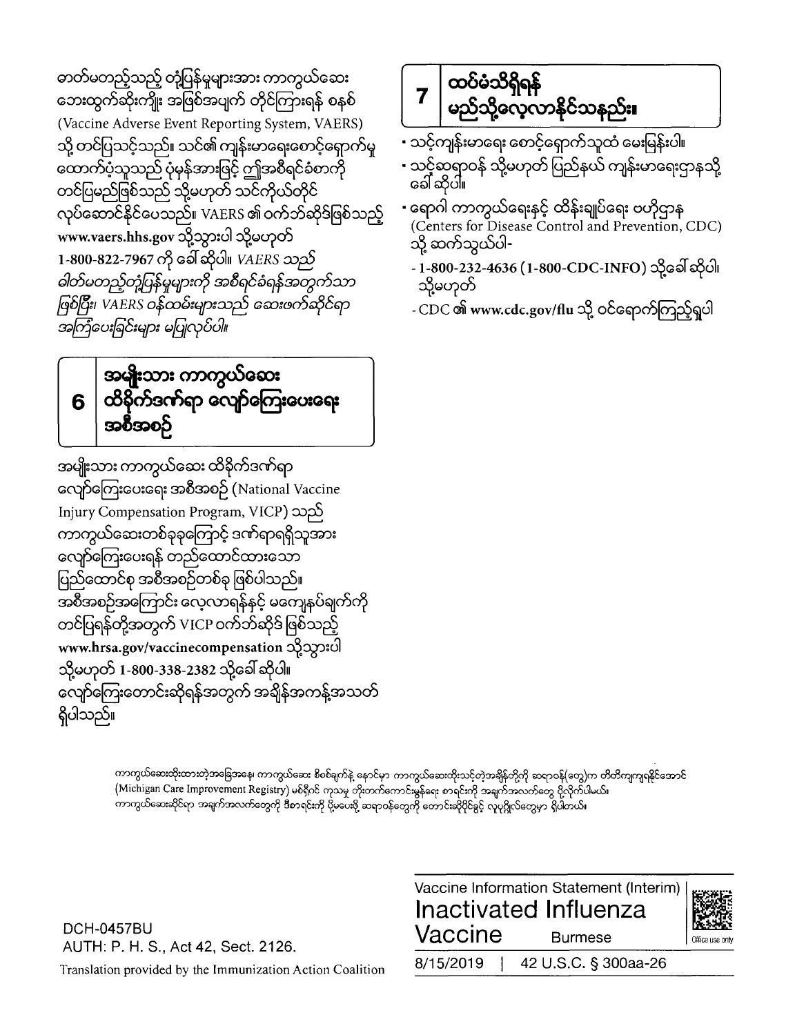ဓာတ်မတည့်သည့် တုံ့ပြန်မှုများအား ကာကွယ်ဆေး ဘေးထွက်ဆိုးကျိုး အဖြစ်အပျက် တိုင်ကြားရန် စနစ် (Vaccine Adverse Event Reporting System, VAERS) သို့ တင်ပြသင့်သည်။ သင်၏ ကျန်းမာရေးစောင့်ရှောက်မှု ထောက်ပံ့သူသည် ပုံမှန်အားဖြင့် ဤအစီရင်ခံစာကို တင်ပြမည်ဖြစ်သည် သို့မဟုတ် သင်ကိုယ်တိုင် လုပ်ဆောင်နိုင်ပေသည်။ VAERS ၏ ဝက်ဘ်ဆိုဒ်ဖြစ်သည့် **www.vaers.hhs.gov** သို့သွားပါ သို့မဟုတ် **1-800-822-7967** ကို ခေါ် ဆိုပါ။ *VAERS သည် ဓါတ်မတည့်တုံ့ပြန်မှုများကို အစီရင်ခံရန်အတွက်သာ ဖြစ်ပြီး၊ VAERS ဝန်ထမ်းများသည် ဆေးဖက်ဆိုင်ရာ အကြံပေးခြင်းများ မပြုလုပ်ပါ။*

## 6 အမျိုးသား ကာကွယ်ဆေး ထိခိုက်ဒဏ်ရာ လျော်ကြေးပေးရေး အစီအစဉ်

အမျိုးသား ကာကွယ်ဆေး ထိခိုက်ဒဏ်ရာ လျော်ကြေးပေးရေး အစီအစဉ် (National Vaccine Injury Compensation Program, VICP) သည် ကာကွယ်ဆေးတစ်ခုခုကြောင့် ဒဏ်ရာရရှိသူအား လျော်ကြေးပေးရန် တည်ထောင်ထားသော ပြည်ထောင်စု အစီအစဉ်တစ်ခု ဖြစ်ပါသည်။ အစီအစဉ်အကြောင်း လေ့လာရန်နှင့် မကျေနပ်ချက်ကို တင်ပြရန်တို့အတွက် VICP ဝက်ဘ်ဆိုဒ် ဖြစ်သည့် **www.hrsa.gov/vaccinecompensation** သို့သွားပါ သို့မဟုတ် **1-800-338-2382** သို့ခေါ် ဆိုပါ။ လျော်ကြေးတောင်းဆိုရန်အတွက် အချိန်အကန့်အသတ် ရှိပါသည်။

## 7 ထပ်မံသိရှိရန် မည်သို့လေ့လာနိုင်သနည်း။

- သင့်ကျန်းမာရေး စောင့်ရှောက်သူထံ မေးမြန်းပါ။
- သင့်ဆရာဝန် သို့မဟုတ် ပြည်နယ် ကျန်းမာရေးဌာနသို့ ခေါ် ဆိုပါ။
- ရောဂါ ကာကွယ်ရေးနှင့် ထိန်းချုပ်ရေး ဗဟိုဌာန (Centers for Disease Control and Prevention, CDC) သို့ ဆက်သွယ်ပါ-
  - **1-800-232-4636 (1-800-CDC-INFO)** သို့ခေါ် ဆိုပါ၊ သို့မဟုတ်
  - CDC ၏ **www.cdc.gov/flu** သို့ ဝင်ရောက်ကြည့်ရှုပါ

ကာကွယ်ဆေးထိုးထားတဲ့အခြေအနေ၊ ကာကွယ်ဆေး စိစစ်ချက်နဲ့ နောင်မှာ ကာကွယ်ဆေးထိုးသင့်တဲ့အချိန်တို့ကို ဆရာဝန်(တွေ)က တိတိကျကျရနိုင်အောင် (Michigan Care Improvement Registry) မစ်ရှီဂင် ကုသမှု တိုးတက်ကောင်းမွန်ရေး စာရင်းကို အချက်အလက်တွေ ပို့လိုက်ပါမယ်။ ကာကွယ်ဆေးဆိုင်ရာ အချက်အလက်တွေကို ဒီစာရင်းကို ပို့မပေးဖို့ ဆရာဝန်တွေကို တောင်းဆိုပိုင်ခွင့် လူပုဂ္ဂိုလ်တွေမှာ ရှိပါတယ်။

DCH-0457BU
AUTH: P. H. S., Act 42, Sect. 2126.

Translation provided by the Immunization Action Coalition

Vaccine Information Statement (Interim)
**Inactivated Influenza Vaccine** Burmese

8/15/2019 | 42 U.S.C. § 300aa-26

Office use only